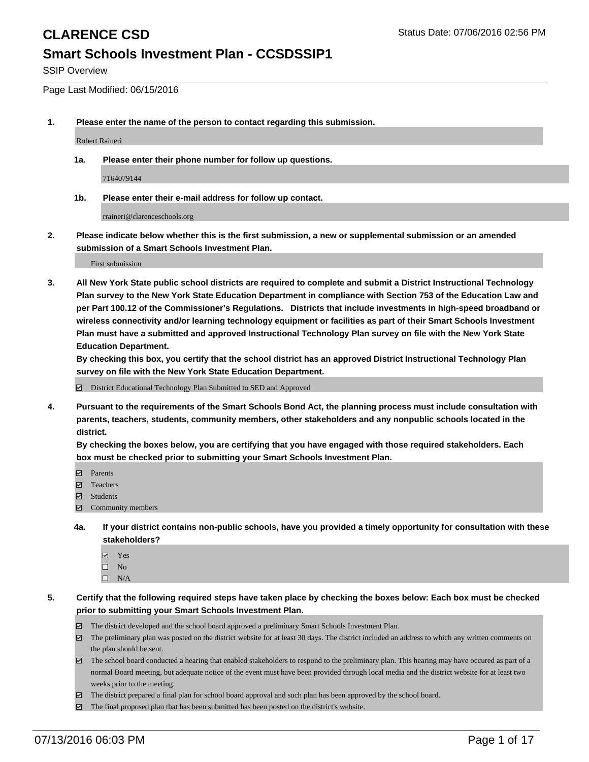# CLARENCE CSD

Status Date: 07/06/2016 02:56 PM

## Smart Schools Investment Plan - CCSDSSIP1

SSIP Overview

Page Last Modified: 06/15/2016

**1. Please enter the name of the person to contact regarding this submission.**

Robert Raineri

**1a. Please enter their phone number for follow up questions.**

7164079144

**1b. Please enter their e-mail address for follow up contact.**

rraineri@clarenceschools.org

**2. Please indicate below whether this is the first submission, a new or supplemental submission or an amended submission of a Smart Schools Investment Plan.**

First submission

**3. All New York State public school districts are required to complete and submit a District Instructional Technology Plan survey to the New York State Education Department in compliance with Section 753 of the Education Law and per Part 100.12 of the Commissioner's Regulations. Districts that include investments in high-speed broadband or wireless connectivity and/or learning technology equipment or facilities as part of their Smart Schools Investment Plan must have a submitted and approved Instructional Technology Plan survey on file with the New York State Education Department.**

**By checking this box, you certify that the school district has an approved District Instructional Technology Plan survey on file with the New York State Education Department.**

☑ District Educational Technology Plan Submitted to SED and Approved

**4. Pursuant to the requirements of the Smart Schools Bond Act, the planning process must include consultation with parents, teachers, students, community members, other stakeholders and any nonpublic schools located in the district.**

**By checking the boxes below, you are certifying that you have engaged with those required stakeholders. Each box must be checked prior to submitting your Smart Schools Investment Plan.**

- ☑ Parents
- ☑ Teachers
- ☑ Students
- ☑ Community members

**4a. If your district contains non-public schools, have you provided a timely opportunity for consultation with these stakeholders?**

- ☑ Yes
- ☐ No
- ☐ N/A

**5. Certify that the following required steps have taken place by checking the boxes below: Each box must be checked prior to submitting your Smart Schools Investment Plan.**

- ☑ The district developed and the school board approved a preliminary Smart Schools Investment Plan.
- ☑ The preliminary plan was posted on the district website for at least 30 days. The district included an address to which any written comments on the plan should be sent.
- ☑ The school board conducted a hearing that enabled stakeholders to respond to the preliminary plan. This hearing may have occured as part of a normal Board meeting, but adequate notice of the event must have been provided through local media and the district website for at least two weeks prior to the meeting.
- ☑ The district prepared a final plan for school board approval and such plan has been approved by the school board.
- ☑ The final proposed plan that has been submitted has been posted on the district's website.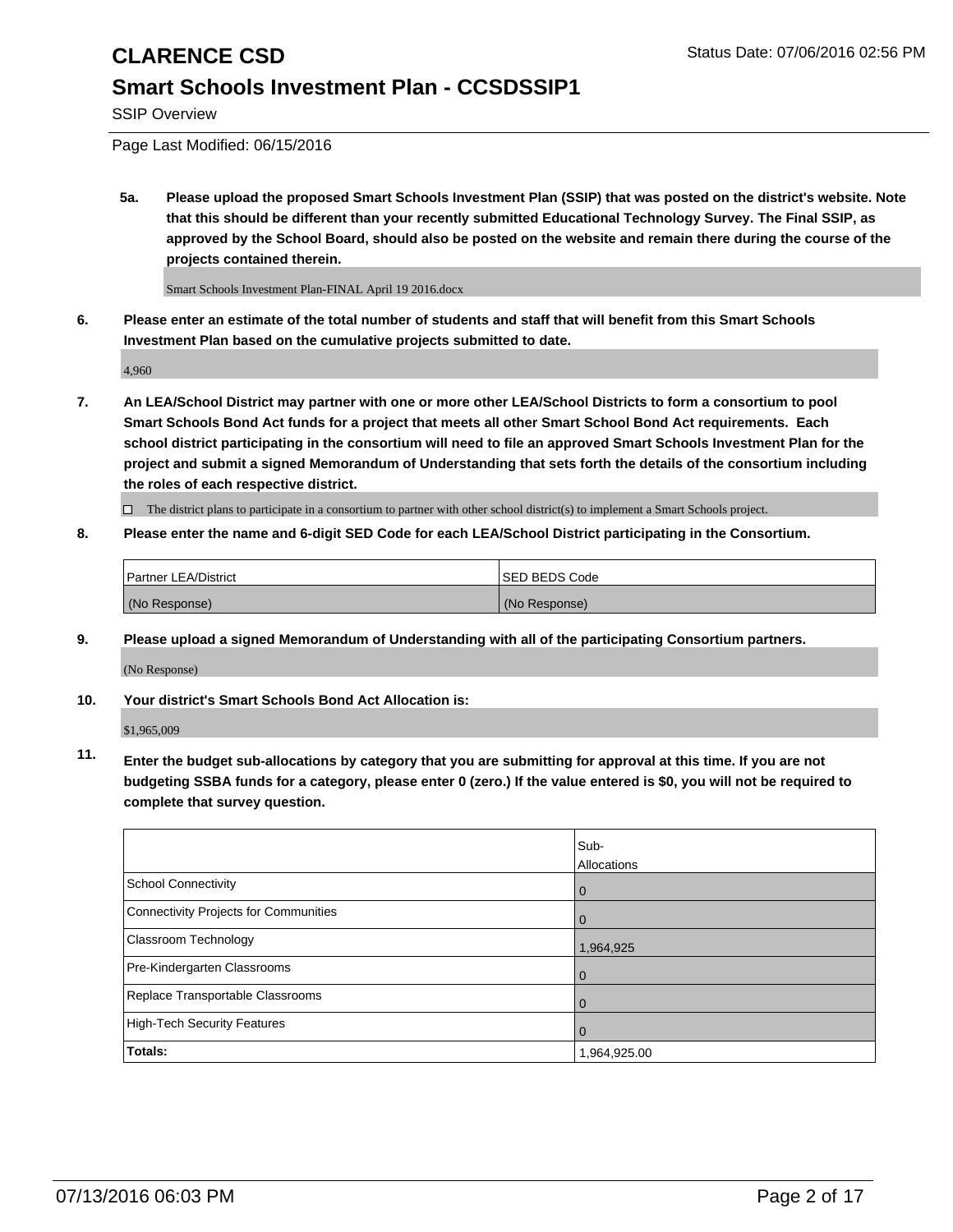**5a. Please upload the proposed Smart Schools Investment Plan (SSIP) that was posted on the district's website. Note that this should be different than your recently submitted Educational Technology Survey. The Final SSIP, as approved by the School Board, should also be posted on the website and remain there during the course of the projects contained therein.**

Smart Schools Investment Plan-FINAL April 19 2016.docx

**6. Please enter an estimate of the total number of students and staff that will benefit from this Smart Schools Investment Plan based on the cumulative projects submitted to date.**

4,960

**7. An LEA/School District may partner with one or more other LEA/School Districts to form a consortium to pool Smart Schools Bond Act funds for a project that meets all other Smart School Bond Act requirements. Each school district participating in the consortium will need to file an approved Smart Schools Investment Plan for the project and submit a signed Memorandum of Understanding that sets forth the details of the consortium including the roles of each respective district.**

☐ The district plans to participate in a consortium to partner with other school district(s) to implement a Smart Schools project.

**8. Please enter the name and 6-digit SED Code for each LEA/School District participating in the Consortium.**

| Partner LEA/District | SED BEDS Code |
| --- | --- |
| (No Response) | (No Response) |

**9. Please upload a signed Memorandum of Understanding with all of the participating Consortium partners.**

(No Response)

**10. Your district's Smart Schools Bond Act Allocation is:**

$1,965,009

**11. Enter the budget sub-allocations by category that you are submitting for approval at this time. If you are not budgeting SSBA funds for a category, please enter 0 (zero.) If the value entered is $0, you will not be required to complete that survey question.**

| | Sub-Allocations |
| --- | --- |
| School Connectivity | 0 |
| Connectivity Projects for Communities | 0 |
| Classroom Technology | 1,964,925 |
| Pre-Kindergarten Classrooms | 0 |
| Replace Transportable Classrooms | 0 |
| High-Tech Security Features | 0 |
| **Totals:** | 1,964,925.00 |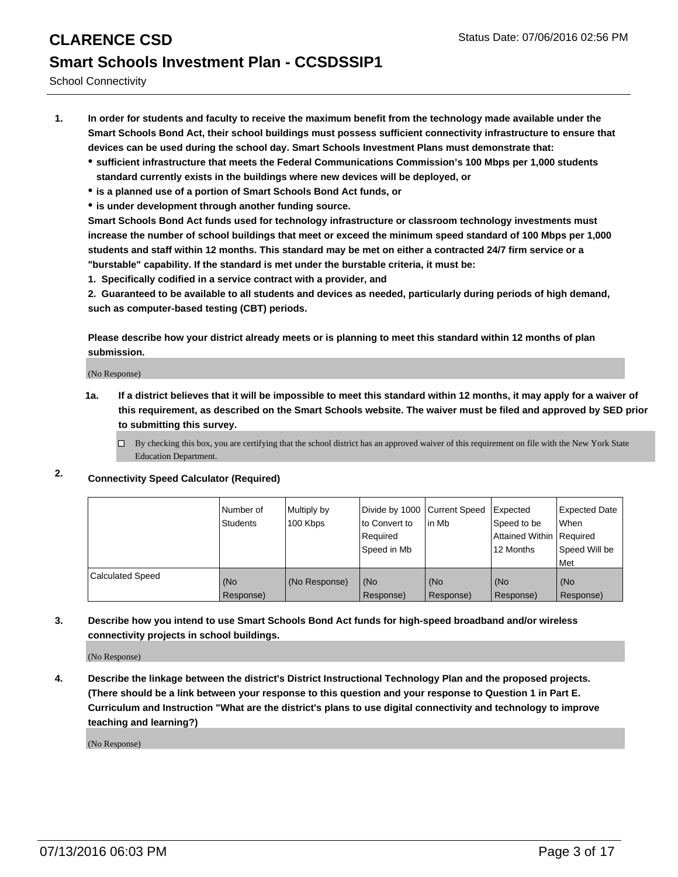School Connectivity

1. **In order for students and faculty to receive the maximum benefit from the technology made available under the Smart Schools Bond Act, their school buildings must possess sufficient connectivity infrastructure to ensure that devices can be used during the school day. Smart Schools Investment Plans must demonstrate that:**
   - **sufficient infrastructure that meets the Federal Communications Commission's 100 Mbps per 1,000 students standard currently exists in the buildings where new devices will be deployed, or**
   - **is a planned use of a portion of Smart Schools Bond Act funds, or**
   - **is under development through another funding source.**

   **Smart Schools Bond Act funds used for technology infrastructure or classroom technology investments must increase the number of school buildings that meet or exceed the minimum speed standard of 100 Mbps per 1,000 students and staff within 12 months. This standard may be met on either a contracted 24/7 firm service or a "burstable" capability. If the standard is met under the burstable criteria, it must be:**

   **1. Specifically codified in a service contract with a provider, and**

   **2. Guaranteed to be available to all students and devices as needed, particularly during periods of high demand, such as computer-based testing (CBT) periods.**

   **Please describe how your district already meets or is planning to meet this standard within 12 months of plan submission.**

   (No Response)

   **1a. If a district believes that it will be impossible to meet this standard within 12 months, it may apply for a waiver of this requirement, as described on the Smart Schools website. The waiver must be filed and approved by SED prior to submitting this survey.**

   ☐ By checking this box, you are certifying that the school district has an approved waiver of this requirement on file with the New York State Education Department.

2. **Connectivity Speed Calculator (Required)**

|  | Number of Students | Multiply by 100 Kbps | Divide by 1000 to Convert to Required Speed in Mb | Current Speed in Mb | Expected Speed to be Attained Within 12 Months | Expected Date When Required Speed Will be Met |
|---|---|---|---|---|---|---|
| Calculated Speed | (No Response) | (No Response) | (No Response) | (No Response) | (No Response) | (No Response) |

3. **Describe how you intend to use Smart Schools Bond Act funds for high-speed broadband and/or wireless connectivity projects in school buildings.**

   (No Response)

4. **Describe the linkage between the district's District Instructional Technology Plan and the proposed projects. (There should be a link between your response to this question and your response to Question 1 in Part E. Curriculum and Instruction "What are the district's plans to use digital connectivity and technology to improve teaching and learning?)**

   (No Response)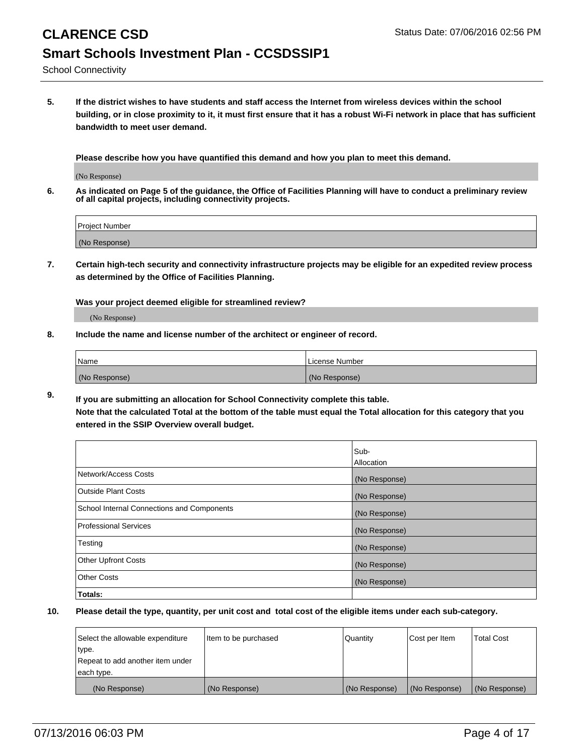# CLARENCE CSD

## Smart Schools Investment Plan - CCSDSSIP1

School Connectivity

Status Date: 07/06/2016 02:56 PM

**5. If the district wishes to have students and staff access the Internet from wireless devices within the school building, or in close proximity to it, it must first ensure that it has a robust Wi-Fi network in place that has sufficient bandwidth to meet user demand.**

**Please describe how you have quantified this demand and how you plan to meet this demand.**

(No Response)

**6. As indicated on Page 5 of the guidance, the Office of Facilities Planning will have to conduct a preliminary review of all capital projects, including connectivity projects.**

| Project Number |
| --- |
| (No Response) |

**7. Certain high-tech security and connectivity infrastructure projects may be eligible for an expedited review process as determined by the Office of Facilities Planning.**

**Was your project deemed eligible for streamlined review?**

(No Response)

**8. Include the name and license number of the architect or engineer of record.**

| Name | License Number |
| --- | --- |
| (No Response) | (No Response) |

**9. If you are submitting an allocation for School Connectivity complete this table.**
**Note that the calculated Total at the bottom of the table must equal the Total allocation for this category that you entered in the SSIP Overview overall budget.**

| | Sub-Allocation |
| --- | --- |
| Network/Access Costs | (No Response) |
| Outside Plant Costs | (No Response) |
| School Internal Connections and Components | (No Response) |
| Professional Services | (No Response) |
| Testing | (No Response) |
| Other Upfront Costs | (No Response) |
| Other Costs | (No Response) |
| **Totals:** | |

**10. Please detail the type, quantity, per unit cost and total cost of the eligible items under each sub-category.**

| Select the allowable expenditure type. Repeat to add another item under each type. | Item to be purchased | Quantity | Cost per Item | Total Cost |
| --- | --- | --- | --- | --- |
| (No Response) | (No Response) | (No Response) | (No Response) | (No Response) |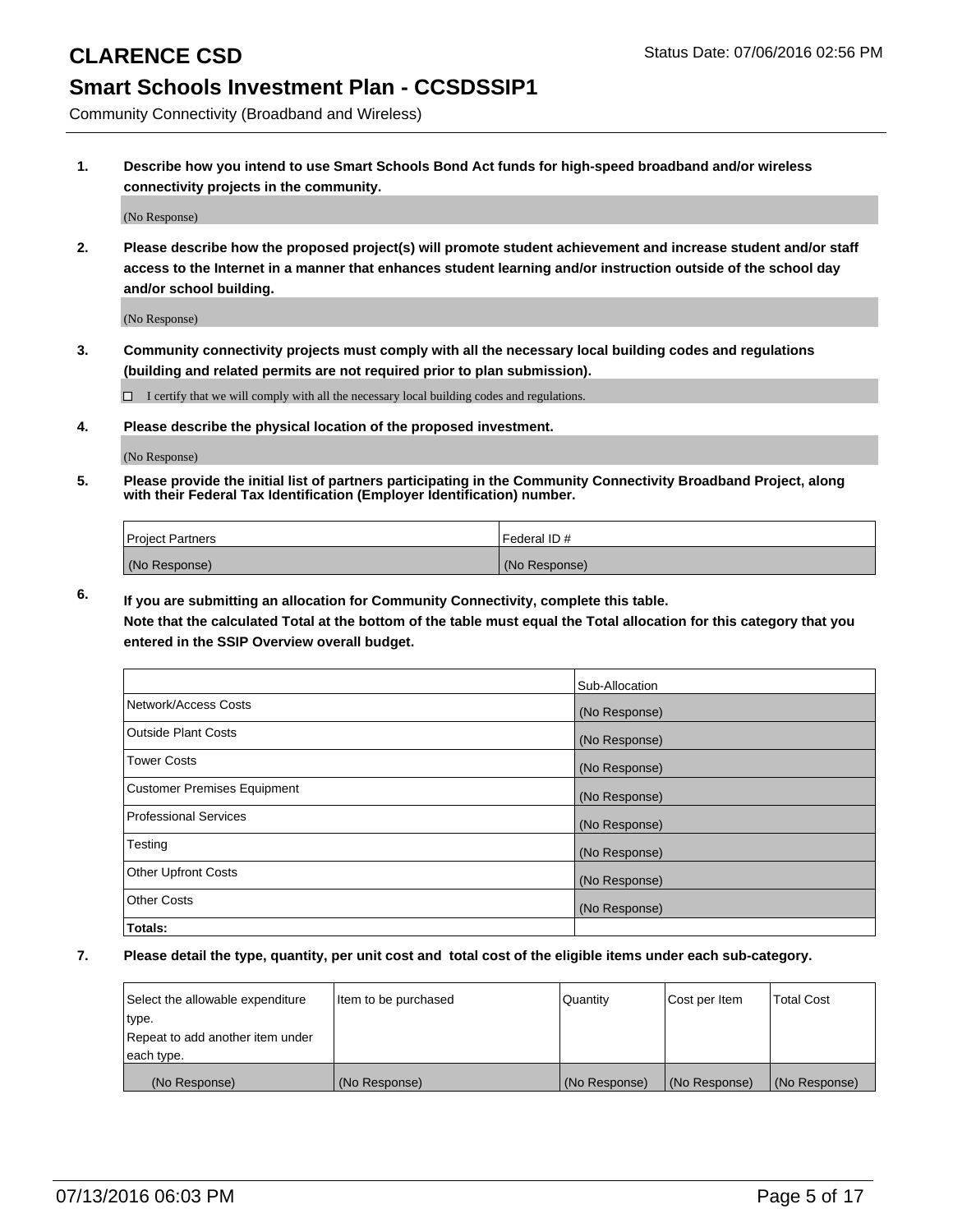# CLARENCE CSD

Status Date: 07/06/2016 02:56 PM

## Smart Schools Investment Plan - CCSDSSIP1

Community Connectivity (Broadband and Wireless)

**1. Describe how you intend to use Smart Schools Bond Act funds for high-speed broadband and/or wireless connectivity projects in the community.**

(No Response)

**2. Please describe how the proposed project(s) will promote student achievement and increase student and/or staff access to the Internet in a manner that enhances student learning and/or instruction outside of the school day and/or school building.**

(No Response)

**3. Community connectivity projects must comply with all the necessary local building codes and regulations (building and related permits are not required prior to plan submission).**

☐ I certify that we will comply with all the necessary local building codes and regulations.

**4. Please describe the physical location of the proposed investment.**

(No Response)

**5. Please provide the initial list of partners participating in the Community Connectivity Broadband Project, along with their Federal Tax Identification (Employer Identification) number.**

| Project Partners | Federal ID # |
|---|---|
| (No Response) | (No Response) |

**6. If you are submitting an allocation for Community Connectivity, complete this table. Note that the calculated Total at the bottom of the table must equal the Total allocation for this category that you entered in the SSIP Overview overall budget.**

| | Sub-Allocation |
|---|---|
| Network/Access Costs | (No Response) |
| Outside Plant Costs | (No Response) |
| Tower Costs | (No Response) |
| Customer Premises Equipment | (No Response) |
| Professional Services | (No Response) |
| Testing | (No Response) |
| Other Upfront Costs | (No Response) |
| Other Costs | (No Response) |
| **Totals:** | |

**7. Please detail the type, quantity, per unit cost and total cost of the eligible items under each sub-category.**

| Select the allowable expenditure type. Repeat to add another item under each type. | Item to be purchased | Quantity | Cost per Item | Total Cost |
|---|---|---|---|---|
| (No Response) | (No Response) | (No Response) | (No Response) | (No Response) |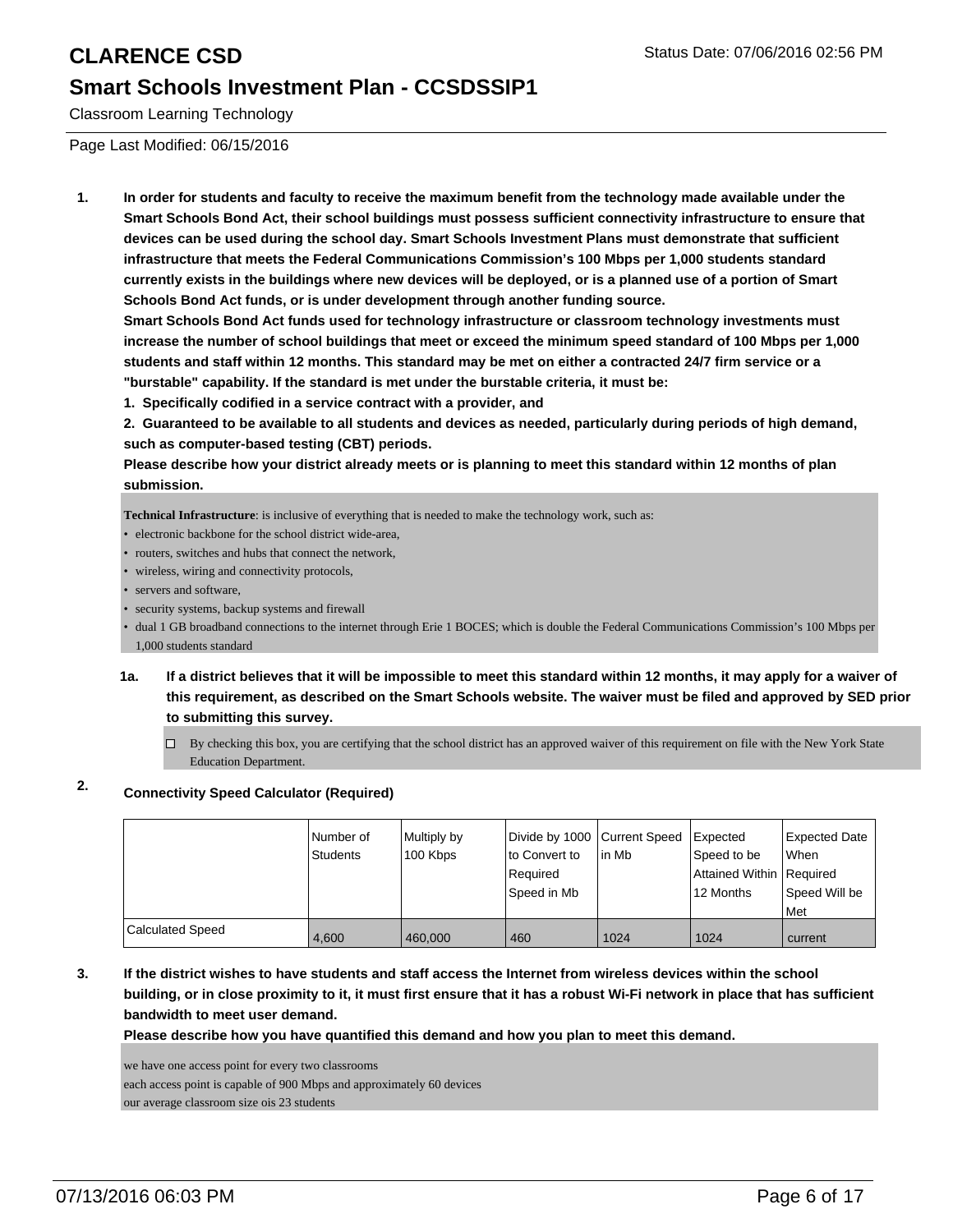# CLARENCE CSD

## Smart Schools Investment Plan - CCSDSSIP1

Classroom Learning Technology

Page Last Modified: 06/15/2016

**1. In order for students and faculty to receive the maximum benefit from the technology made available under the Smart Schools Bond Act, their school buildings must possess sufficient connectivity infrastructure to ensure that devices can be used during the school day. Smart Schools Investment Plans must demonstrate that sufficient infrastructure that meets the Federal Communications Commission's 100 Mbps per 1,000 students standard currently exists in the buildings where new devices will be deployed, or is a planned use of a portion of Smart Schools Bond Act funds, or is under development through another funding source.**

**Smart Schools Bond Act funds used for technology infrastructure or classroom technology investments must increase the number of school buildings that meet or exceed the minimum speed standard of 100 Mbps per 1,000 students and staff within 12 months. This standard may be met on either a contracted 24/7 firm service or a "burstable" capability. If the standard is met under the burstable criteria, it must be:**

**1. Specifically codified in a service contract with a provider, and**

**2. Guaranteed to be available to all students and devices as needed, particularly during periods of high demand, such as computer-based testing (CBT) periods.**

**Please describe how your district already meets or is planning to meet this standard within 12 months of plan submission.**

**Technical Infrastructure**: is inclusive of everything that is needed to make the technology work, such as:

- electronic backbone for the school district wide-area,
- routers, switches and hubs that connect the network,
- wireless, wiring and connectivity protocols,
- servers and software,
- security systems, backup systems and firewall
- dual 1 GB broadband connections to the internet through Erie 1 BOCES; which is double the Federal Communications Commission's 100 Mbps per 1,000 students standard

**1a. If a district believes that it will be impossible to meet this standard within 12 months, it may apply for a waiver of this requirement, as described on the Smart Schools website. The waiver must be filed and approved by SED prior to submitting this survey.**

☐ By checking this box, you are certifying that the school district has an approved waiver of this requirement on file with the New York State Education Department.

**2. Connectivity Speed Calculator (Required)**

| | Number of Students | Multiply by 100 Kbps | Divide by 1000 to Convert to Required Speed in Mb | Current Speed in Mb | Expected Speed to be Attained Within 12 Months | Expected Date When Required Speed Will be Met |
|---|---|---|---|---|---|---|
| Calculated Speed | 4,600 | 460,000 | 460 | 1024 | 1024 | current |

**3. If the district wishes to have students and staff access the Internet from wireless devices within the school building, or in close proximity to it, it must first ensure that it has a robust Wi-Fi network in place that has sufficient bandwidth to meet user demand.**

**Please describe how you have quantified this demand and how you plan to meet this demand.**

we have one access point for every two classrooms
each access point is capable of 900 Mbps and approximately 60 devices
our average classroom size ois 23 students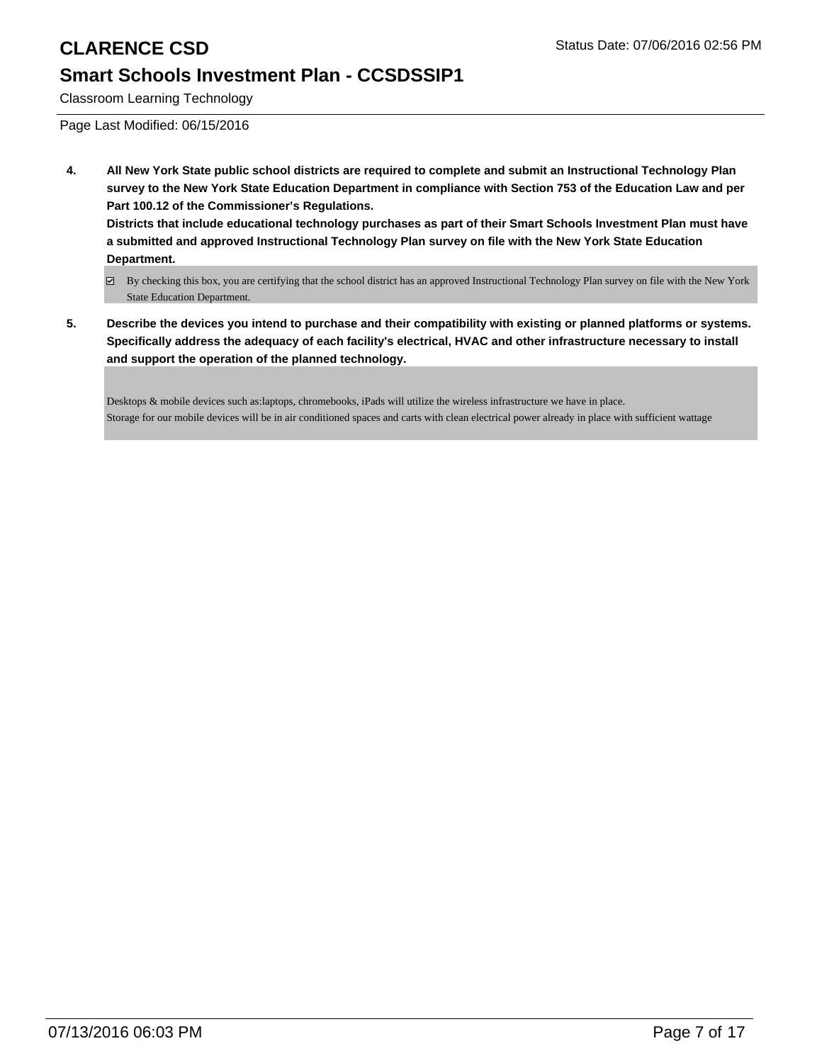# CLARENCE CSD

## Smart Schools Investment Plan - CCSDSSIP1

Classroom Learning Technology

Page Last Modified: 06/15/2016

**4. All New York State public school districts are required to complete and submit an Instructional Technology Plan survey to the New York State Education Department in compliance with Section 753 of the Education Law and per Part 100.12 of the Commissioner's Regulations.**
**Districts that include educational technology purchases as part of their Smart Schools Investment Plan must have a submitted and approved Instructional Technology Plan survey on file with the New York State Education Department.**

☑ By checking this box, you are certifying that the school district has an approved Instructional Technology Plan survey on file with the New York State Education Department.

**5. Describe the devices you intend to purchase and their compatibility with existing or planned platforms or systems. Specifically address the adequacy of each facility's electrical, HVAC and other infrastructure necessary to install and support the operation of the planned technology.**

Desktops & mobile devices such as:laptops, chromebooks, iPads will utilize the wireless infrastructure we have in place.
Storage for our mobile devices will be in air conditioned spaces and carts with clean electrical power already in place with sufficient wattage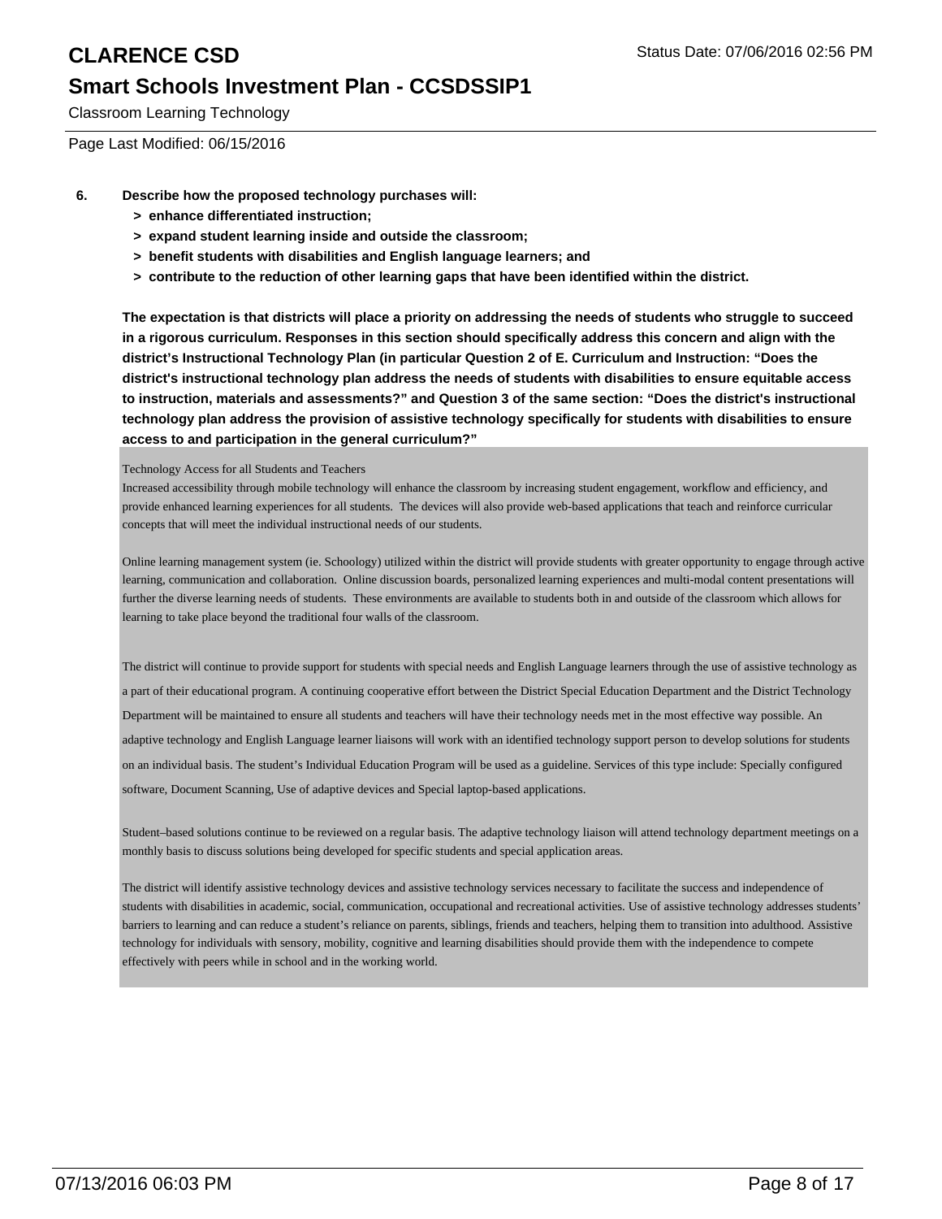6. **Describe how the proposed technology purchases will:**
   - **> enhance differentiated instruction;**
   - **> expand student learning inside and outside the classroom;**
   - **> benefit students with disabilities and English language learners; and**
   - **> contribute to the reduction of other learning gaps that have been identified within the district.**

   **The expectation is that districts will place a priority on addressing the needs of students who struggle to succeed in a rigorous curriculum. Responses in this section should specifically address this concern and align with the district's Instructional Technology Plan (in particular Question 2 of E. Curriculum and Instruction: "Does the district's instructional technology plan address the needs of students with disabilities to ensure equitable access to instruction, materials and assessments?" and Question 3 of the same section: "Does the district's instructional technology plan address the provision of assistive technology specifically for students with disabilities to ensure access to and participation in the general curriculum?"**

Technology Access for all Students and Teachers
Increased accessibility through mobile technology will enhance the classroom by increasing student engagement, workflow and efficiency, and provide enhanced learning experiences for all students. The devices will also provide web-based applications that teach and reinforce curricular concepts that will meet the individual instructional needs of our students.

Online learning management system (ie. Schoology) utilized within the district will provide students with greater opportunity to engage through active learning, communication and collaboration. Online discussion boards, personalized learning experiences and multi-modal content presentations will further the diverse learning needs of students. These environments are available to students both in and outside of the classroom which allows for learning to take place beyond the traditional four walls of the classroom.

The district will continue to provide support for students with special needs and English Language learners through the use of assistive technology as a part of their educational program. A continuing cooperative effort between the District Special Education Department and the District Technology Department will be maintained to ensure all students and teachers will have their technology needs met in the most effective way possible. An adaptive technology and English Language learner liaisons will work with an identified technology support person to develop solutions for students on an individual basis. The student's Individual Education Program will be used as a guideline. Services of this type include: Specially configured software, Document Scanning, Use of adaptive devices and Special laptop-based applications.

Student–based solutions continue to be reviewed on a regular basis. The adaptive technology liaison will attend technology department meetings on a monthly basis to discuss solutions being developed for specific students and special application areas.

The district will identify assistive technology devices and assistive technology services necessary to facilitate the success and independence of students with disabilities in academic, social, communication, occupational and recreational activities. Use of assistive technology addresses students' barriers to learning and can reduce a student's reliance on parents, siblings, friends and teachers, helping them to transition into adulthood. Assistive technology for individuals with sensory, mobility, cognitive and learning disabilities should provide them with the independence to compete effectively with peers while in school and in the working world.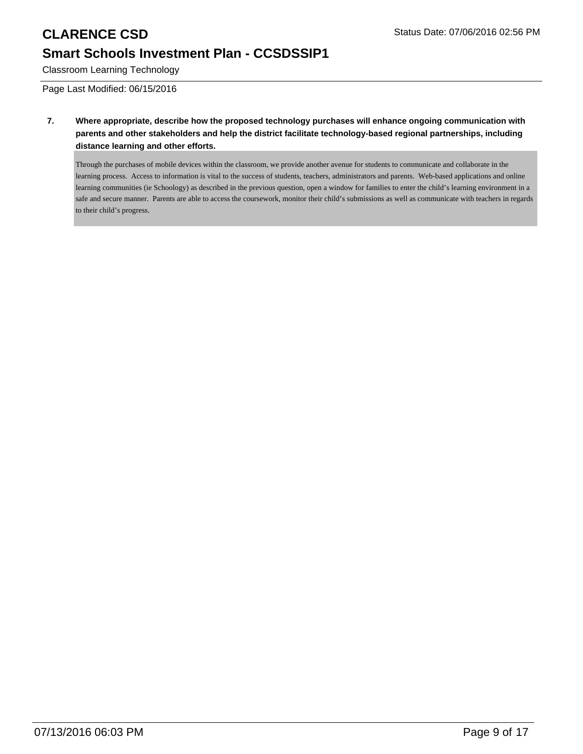**7. Where appropriate, describe how the proposed technology purchases will enhance ongoing communication with parents and other stakeholders and help the district facilitate technology-based regional partnerships, including distance learning and other efforts.**

Through the purchases of mobile devices within the classroom, we provide another avenue for students to communicate and collaborate in the learning process. Access to information is vital to the success of students, teachers, administrators and parents. Web-based applications and online learning communities (ie Schoology) as described in the previous question, open a window for families to enter the child's learning environment in a safe and secure manner. Parents are able to access the coursework, monitor their child's submissions as well as communicate with teachers in regards to their child's progress.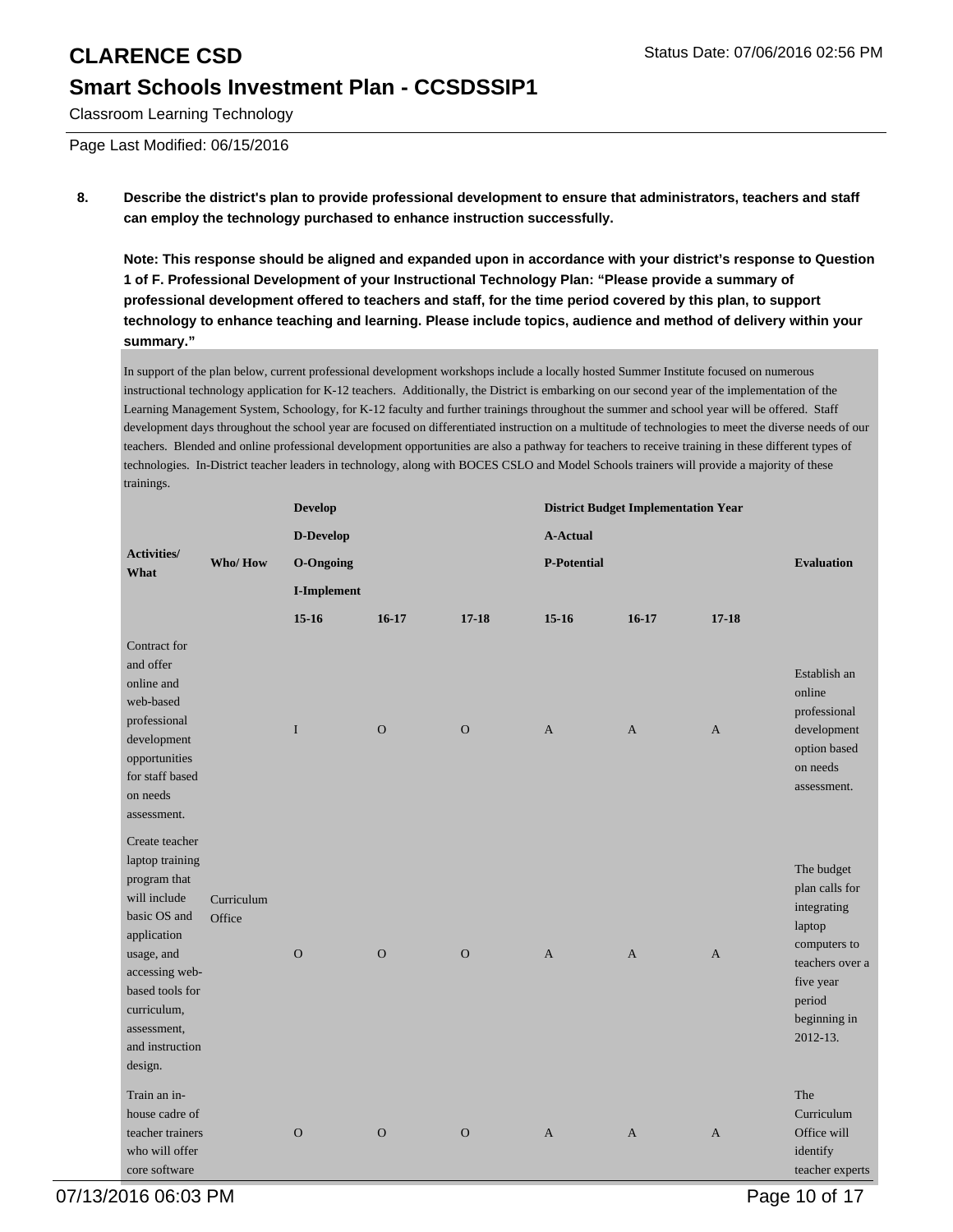**8. Describe the district's plan to provide professional development to ensure that administrators, teachers and staff can employ the technology purchased to enhance instruction successfully.**

**Note: This response should be aligned and expanded upon in accordance with your district's response to Question 1 of F. Professional Development of your Instructional Technology Plan: "Please provide a summary of professional development offered to teachers and staff, for the time period covered by this plan, to support technology to enhance teaching and learning. Please include topics, audience and method of delivery within your summary."**

In support of the plan below, current professional development workshops include a locally hosted Summer Institute focused on numerous instructional technology application for K-12 teachers. Additionally, the District is embarking on our second year of the implementation of the Learning Management System, Schoology, for K-12 faculty and further trainings throughout the summer and school year will be offered. Staff development days throughout the school year are focused on differentiated instruction on a multitude of technologies to meet the diverse needs of our teachers. Blended and online professional development opportunities are also a pathway for teachers to receive training in these different types of technologies. In-District teacher leaders in technology, along with BOCES CSLO and Model Schools trainers will provide a majority of these trainings.

| Activities/ What | Who/ How | Develop D-Develop O-Ongoing I-Implement | | | District Budget Implementation Year A-Actual P-Potential | | | Evaluation |
|---|---|---|---|---|---|---|---|---|
| | | 15-16 | 16-17 | 17-18 | 15-16 | 16-17 | 17-18 | |
| Contract for and offer online and web-based professional development opportunities for staff based on needs assessment. | | I | O | O | A | A | A | Establish an online professional development option based on needs assessment. |
| Create teacher laptop training program that will include basic OS and application usage, and accessing web-based tools for curriculum, assessment, and instruction design. | Curriculum Office | O | O | O | A | A | A | The budget plan calls for integrating laptop computers to teachers over a five year period beginning in 2012-13. |
| Train an in-house cadre of teacher trainers who will offer core software | | O | O | O | A | A | A | The Curriculum Office will identify teacher experts |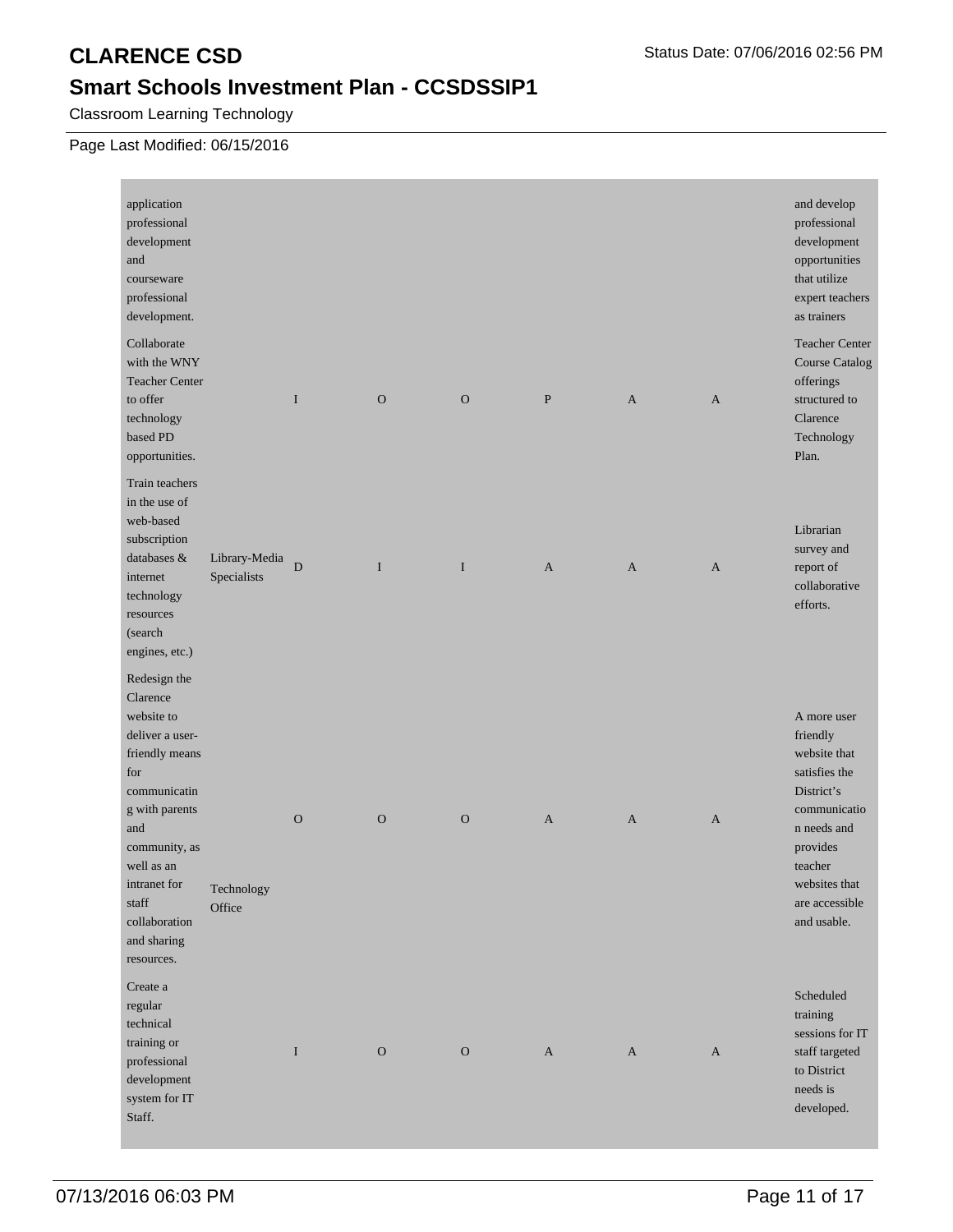# CLARENCE CSD

## Smart Schools Investment Plan - CCSDSSIP1

Classroom Learning Technology

Page Last Modified: 06/15/2016

| | | | | | | | | |
|---|---|---|---|---|---|---|---|---|
| application professional development and courseware professional development. | | | | | | | | and develop professional development opportunities that utilize expert teachers as trainers |
| Collaborate with the WNY Teacher Center to offer technology based PD opportunities. | | I | O | O | P | A | A | Teacher Center Course Catalog offerings structured to Clarence Technology Plan. |
| Train teachers in the use of web-based subscription databases & internet technology resources (search engines, etc.) | Library-Media Specialists | D | I | I | A | A | A | Librarian survey and report of collaborative efforts. |
| Redesign the Clarence website to deliver a user-friendly means for communicating with parents and community, as well as an intranet for staff collaboration and sharing resources. | Technology Office | O | O | O | A | A | A | A more user friendly website that satisfies the District's communication needs and provides teacher websites that are accessible and usable. |
| Create a regular technical training or professional development system for IT Staff. | | I | O | O | A | A | A | Scheduled training sessions for IT staff targeted to District needs is developed. |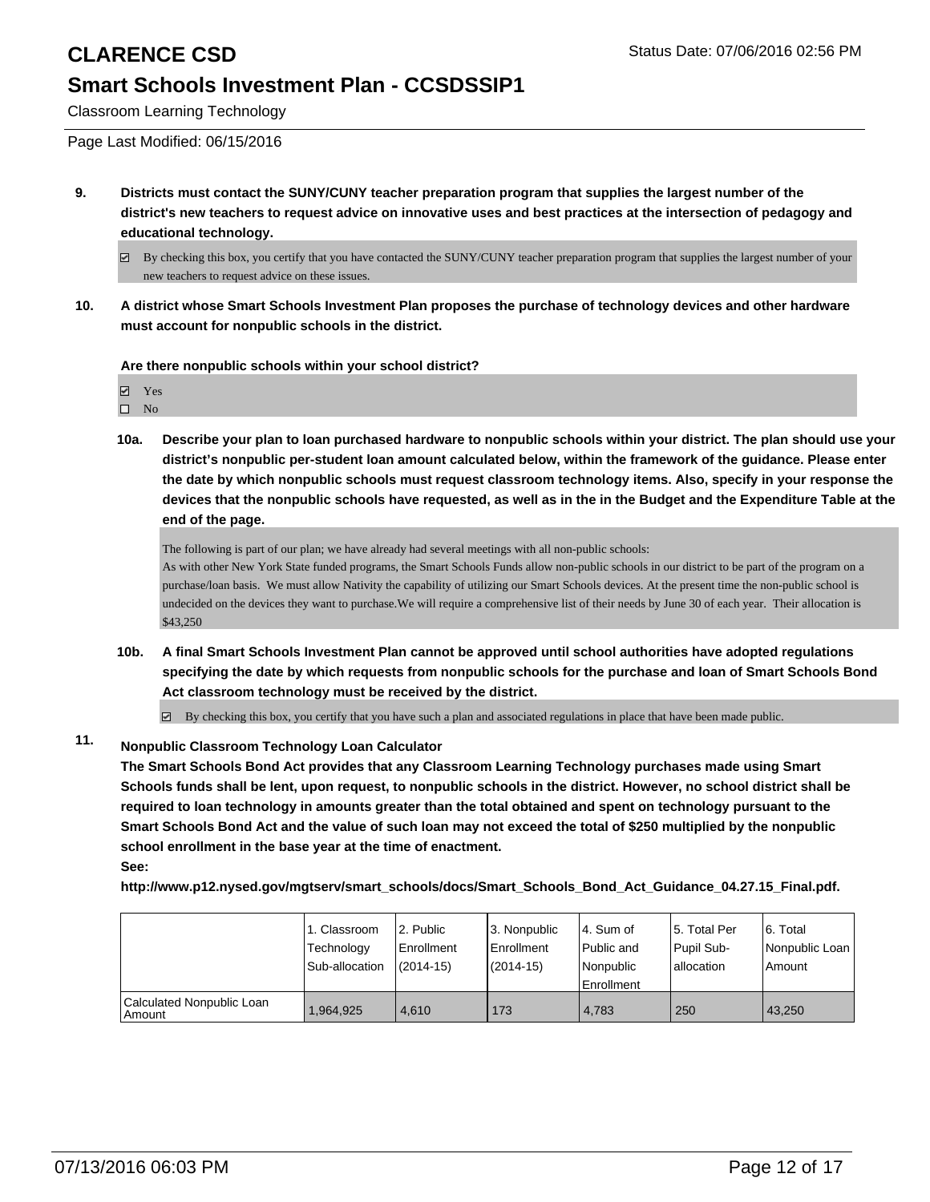# CLARENCE CSD

## Smart Schools Investment Plan - CCSDSSIP1

Classroom Learning Technology

Page Last Modified: 06/15/2016

**9. Districts must contact the SUNY/CUNY teacher preparation program that supplies the largest number of the district's new teachers to request advice on innovative uses and best practices at the intersection of pedagogy and educational technology.**

☑ By checking this box, you certify that you have contacted the SUNY/CUNY teacher preparation program that supplies the largest number of your new teachers to request advice on these issues.

**10. A district whose Smart Schools Investment Plan proposes the purchase of technology devices and other hardware must account for nonpublic schools in the district.**

**Are there nonpublic schools within your school district?**

☑ Yes
☐ No

**10a. Describe your plan to loan purchased hardware to nonpublic schools within your district. The plan should use your district's nonpublic per-student loan amount calculated below, within the framework of the guidance. Please enter the date by which nonpublic schools must request classroom technology items. Also, specify in your response the devices that the nonpublic schools have requested, as well as in the in the Budget and the Expenditure Table at the end of the page.**

The following is part of our plan; we have already had several meetings with all non-public schools:
As with other New York State funded programs, the Smart Schools Funds allow non-public schools in our district to be part of the program on a purchase/loan basis. We must allow Nativity the capability of utilizing our Smart Schools devices. At the present time the non-public school is undecided on the devices they want to purchase.We will require a comprehensive list of their needs by June 30 of each year. Their allocation is $43,250

**10b. A final Smart Schools Investment Plan cannot be approved until school authorities have adopted regulations specifying the date by which requests from nonpublic schools for the purchase and loan of Smart Schools Bond Act classroom technology must be received by the district.**

☑ By checking this box, you certify that you have such a plan and associated regulations in place that have been made public.

**11. Nonpublic Classroom Technology Loan Calculator**
**The Smart Schools Bond Act provides that any Classroom Learning Technology purchases made using Smart Schools funds shall be lent, upon request, to nonpublic schools in the district. However, no school district shall be required to loan technology in amounts greater than the total obtained and spent on technology pursuant to the Smart Schools Bond Act and the value of such loan may not exceed the total of $250 multiplied by the nonpublic school enrollment in the base year at the time of enactment.**
**See:**
**http://www.p12.nysed.gov/mgtserv/smart_schools/docs/Smart_Schools_Bond_Act_Guidance_04.27.15_Final.pdf.**

| | 1. Classroom Technology Sub-allocation | 2. Public Enrollment (2014-15) | 3. Nonpublic Enrollment (2014-15) | 4. Sum of Public and Nonpublic Enrollment | 5. Total Per Pupil Sub-allocation | 6. Total Nonpublic Loan Amount |
|---|---|---|---|---|---|---|
| Calculated Nonpublic Loan Amount | 1,964,925 | 4,610 | 173 | 4,783 | 250 | 43,250 |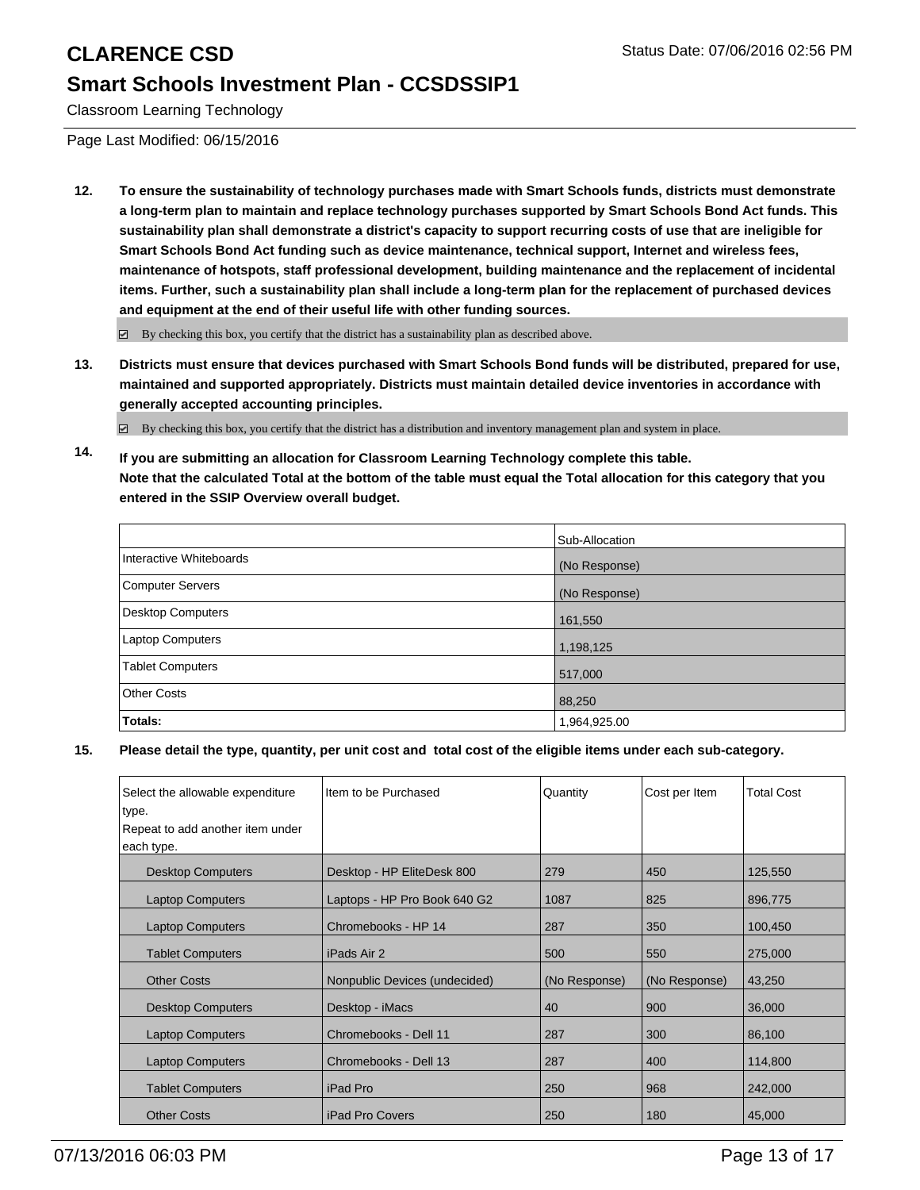**12. To ensure the sustainability of technology purchases made with Smart Schools funds, districts must demonstrate a long-term plan to maintain and replace technology purchases supported by Smart Schools Bond Act funds. This sustainability plan shall demonstrate a district's capacity to support recurring costs of use that are ineligible for Smart Schools Bond Act funding such as device maintenance, technical support, Internet and wireless fees, maintenance of hotspots, staff professional development, building maintenance and the replacement of incidental items. Further, such a sustainability plan shall include a long-term plan for the replacement of purchased devices and equipment at the end of their useful life with other funding sources.**

☑ By checking this box, you certify that the district has a sustainability plan as described above.

**13. Districts must ensure that devices purchased with Smart Schools Bond funds will be distributed, prepared for use, maintained and supported appropriately. Districts must maintain detailed device inventories in accordance with generally accepted accounting principles.**

☑ By checking this box, you certify that the district has a distribution and inventory management plan and system in place.

**14. If you are submitting an allocation for Classroom Learning Technology complete this table. Note that the calculated Total at the bottom of the table must equal the Total allocation for this category that you entered in the SSIP Overview overall budget.**

| | Sub-Allocation |
|---|---|
| Interactive Whiteboards | (No Response) |
| Computer Servers | (No Response) |
| Desktop Computers | 161,550 |
| Laptop Computers | 1,198,125 |
| Tablet Computers | 517,000 |
| Other Costs | 88,250 |
| **Totals:** | 1,964,925.00 |

**15. Please detail the type, quantity, per unit cost and total cost of the eligible items under each sub-category.**

| Select the allowable expenditure type. Repeat to add another item under each type. | Item to be Purchased | Quantity | Cost per Item | Total Cost |
|---|---|---|---|---|
| Desktop Computers | Desktop - HP EliteDesk 800 | 279 | 450 | 125,550 |
| Laptop Computers | Laptops - HP Pro Book 640 G2 | 1087 | 825 | 896,775 |
| Laptop Computers | Chromebooks - HP 14 | 287 | 350 | 100,450 |
| Tablet Computers | iPads Air 2 | 500 | 550 | 275,000 |
| Other Costs | Nonpublic Devices (undecided) | (No Response) | (No Response) | 43,250 |
| Desktop Computers | Desktop - iMacs | 40 | 900 | 36,000 |
| Laptop Computers | Chromebooks - Dell 11 | 287 | 300 | 86,100 |
| Laptop Computers | Chromebooks - Dell 13 | 287 | 400 | 114,800 |
| Tablet Computers | iPad Pro | 250 | 968 | 242,000 |
| Other Costs | iPad Pro Covers | 250 | 180 | 45,000 |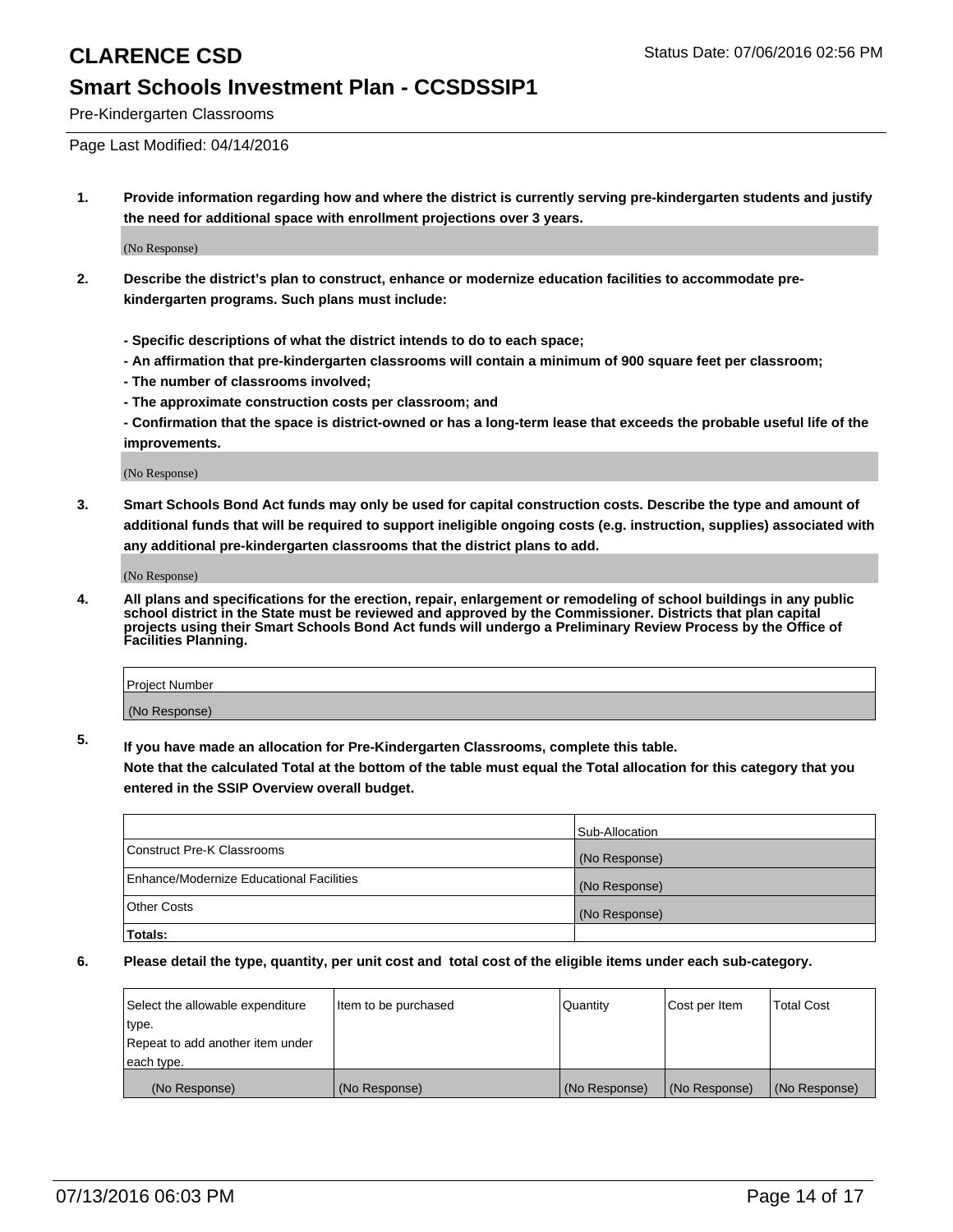# CLARENCE CSD

## Smart Schools Investment Plan - CCSDSSIP1

Pre-Kindergarten Classrooms

Page Last Modified: 04/14/2016

**1. Provide information regarding how and where the district is currently serving pre-kindergarten students and justify the need for additional space with enrollment projections over 3 years.**

(No Response)

**2. Describe the district's plan to construct, enhance or modernize education facilities to accommodate pre-kindergarten programs. Such plans must include:**

**- Specific descriptions of what the district intends to do to each space;**
**- An affirmation that pre-kindergarten classrooms will contain a minimum of 900 square feet per classroom;**
**- The number of classrooms involved;**
**- The approximate construction costs per classroom; and**
**- Confirmation that the space is district-owned or has a long-term lease that exceeds the probable useful life of the improvements.**

(No Response)

**3. Smart Schools Bond Act funds may only be used for capital construction costs. Describe the type and amount of additional funds that will be required to support ineligible ongoing costs (e.g. instruction, supplies) associated with any additional pre-kindergarten classrooms that the district plans to add.**

(No Response)

**4. All plans and specifications for the erection, repair, enlargement or remodeling of school buildings in any public school district in the State must be reviewed and approved by the Commissioner. Districts that plan capital projects using their Smart Schools Bond Act funds will undergo a Preliminary Review Process by the Office of Facilities Planning.**

| Project Number |
|---|
| (No Response) |

**5. If you have made an allocation for Pre-Kindergarten Classrooms, complete this table.**
**Note that the calculated Total at the bottom of the table must equal the Total allocation for this category that you entered in the SSIP Overview overall budget.**

| | Sub-Allocation |
|---|---|
| Construct Pre-K Classrooms | (No Response) |
| Enhance/Modernize Educational Facilities | (No Response) |
| Other Costs | (No Response) |
| **Totals:** | |

**6. Please detail the type, quantity, per unit cost and total cost of the eligible items under each sub-category.**

| Select the allowable expenditure type. Repeat to add another item under each type. | Item to be purchased | Quantity | Cost per Item | Total Cost |
|---|---|---|---|---|
| (No Response) | (No Response) | (No Response) | (No Response) | (No Response) |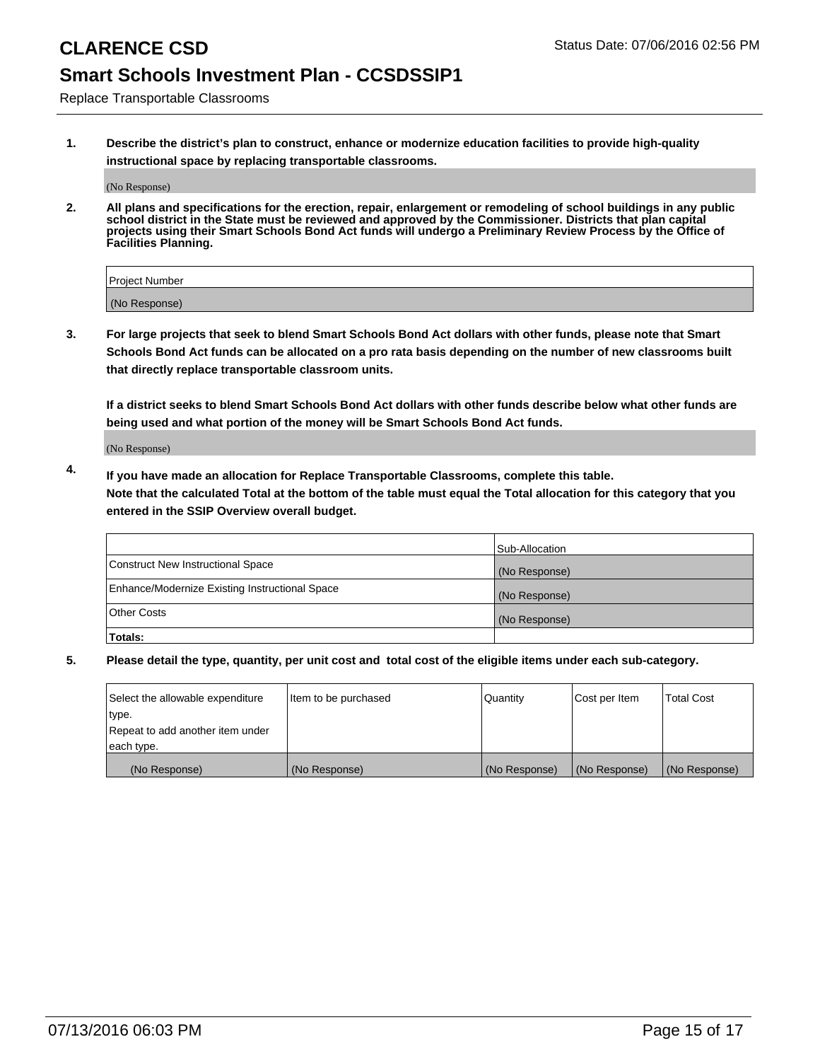# CLARENCE CSD

## Smart Schools Investment Plan - CCSDSSIP1

Replace Transportable Classrooms

Status Date: 07/06/2016 02:56 PM

**1. Describe the district's plan to construct, enhance or modernize education facilities to provide high-quality instructional space by replacing transportable classrooms.**

(No Response)

**2. All plans and specifications for the erection, repair, enlargement or remodeling of school buildings in any public school district in the State must be reviewed and approved by the Commissioner. Districts that plan capital projects using their Smart Schools Bond Act funds will undergo a Preliminary Review Process by the Office of Facilities Planning.**

| Project Number |
|---|
| (No Response) |

**3. For large projects that seek to blend Smart Schools Bond Act dollars with other funds, please note that Smart Schools Bond Act funds can be allocated on a pro rata basis depending on the number of new classrooms built that directly replace transportable classroom units.**

**If a district seeks to blend Smart Schools Bond Act dollars with other funds describe below what other funds are being used and what portion of the money will be Smart Schools Bond Act funds.**

(No Response)

**4. If you have made an allocation for Replace Transportable Classrooms, complete this table. Note that the calculated Total at the bottom of the table must equal the Total allocation for this category that you entered in the SSIP Overview overall budget.**

| | Sub-Allocation |
|---|---|
| Construct New Instructional Space | (No Response) |
| Enhance/Modernize Existing Instructional Space | (No Response) |
| Other Costs | (No Response) |
| **Totals:** | |

**5. Please detail the type, quantity, per unit cost and total cost of the eligible items under each sub-category.**

| Select the allowable expenditure type. Repeat to add another item under each type. | Item to be purchased | Quantity | Cost per Item | Total Cost |
|---|---|---|---|---|
| (No Response) | (No Response) | (No Response) | (No Response) | (No Response) |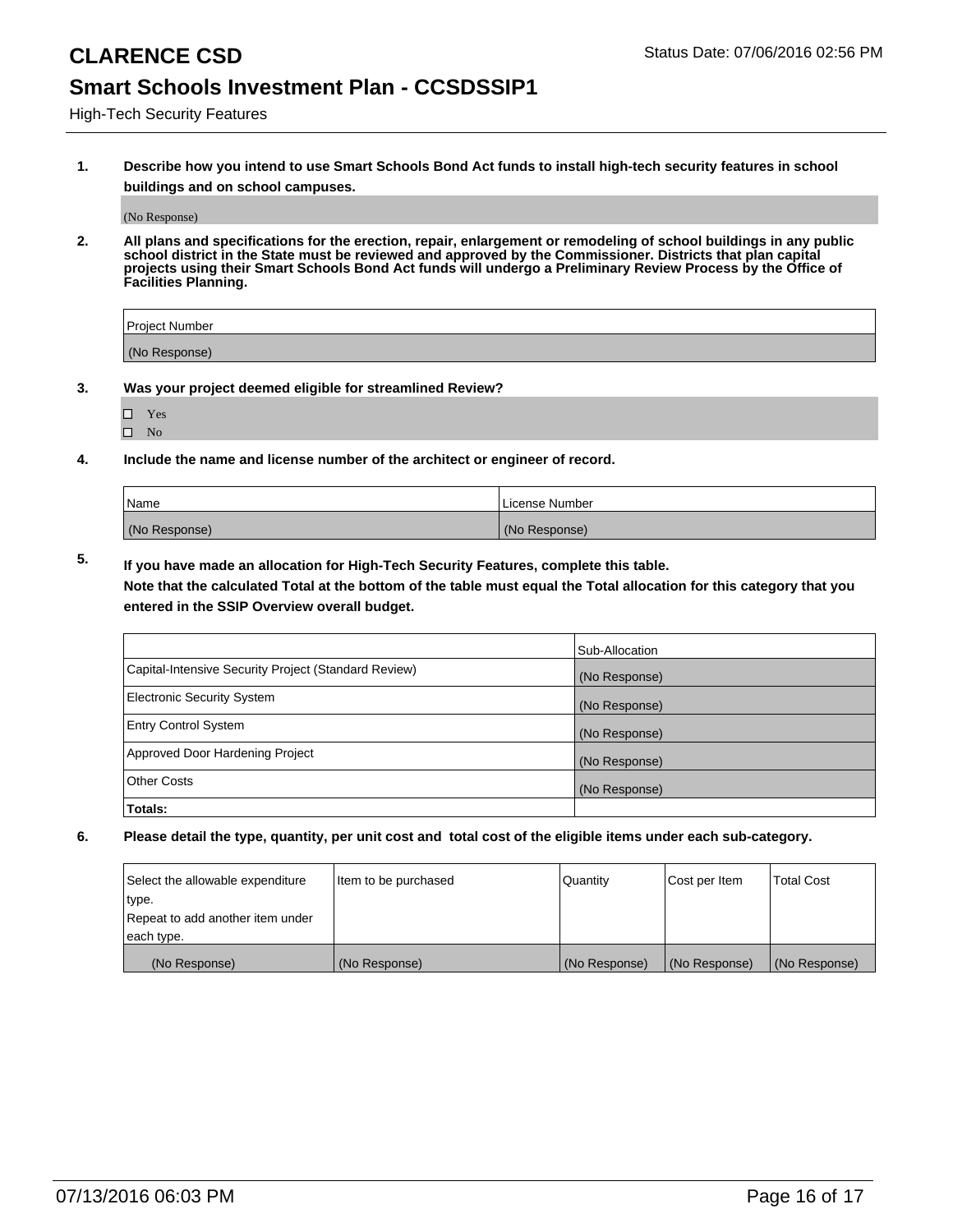# CLARENCE CSD

Status Date: 07/06/2016 02:56 PM

## Smart Schools Investment Plan - CCSDSSIP1

High-Tech Security Features

**1. Describe how you intend to use Smart Schools Bond Act funds to install high-tech security features in school buildings and on school campuses.**

(No Response)

**2. All plans and specifications for the erection, repair, enlargement or remodeling of school buildings in any public school district in the State must be reviewed and approved by the Commissioner. Districts that plan capital projects using their Smart Schools Bond Act funds will undergo a Preliminary Review Process by the Office of Facilities Planning.**

| Project Number |
| --- |
| (No Response) |

**3. Was your project deemed eligible for streamlined Review?**

- ☐ Yes
- ☐ No

**4. Include the name and license number of the architect or engineer of record.**

| Name | License Number |
| --- | --- |
| (No Response) | (No Response) |

**5. If you have made an allocation for High-Tech Security Features, complete this table.**
**Note that the calculated Total at the bottom of the table must equal the Total allocation for this category that you entered in the SSIP Overview overall budget.**

| | Sub-Allocation |
| --- | --- |
| Capital-Intensive Security Project (Standard Review) | (No Response) |
| Electronic Security System | (No Response) |
| Entry Control System | (No Response) |
| Approved Door Hardening Project | (No Response) |
| Other Costs | (No Response) |
| **Totals:** | |

**6. Please detail the type, quantity, per unit cost and total cost of the eligible items under each sub-category.**

| Select the allowable expenditure type. Repeat to add another item under each type. | Item to be purchased | Quantity | Cost per Item | Total Cost |
| --- | --- | --- | --- | --- |
| (No Response) | (No Response) | (No Response) | (No Response) | (No Response) |